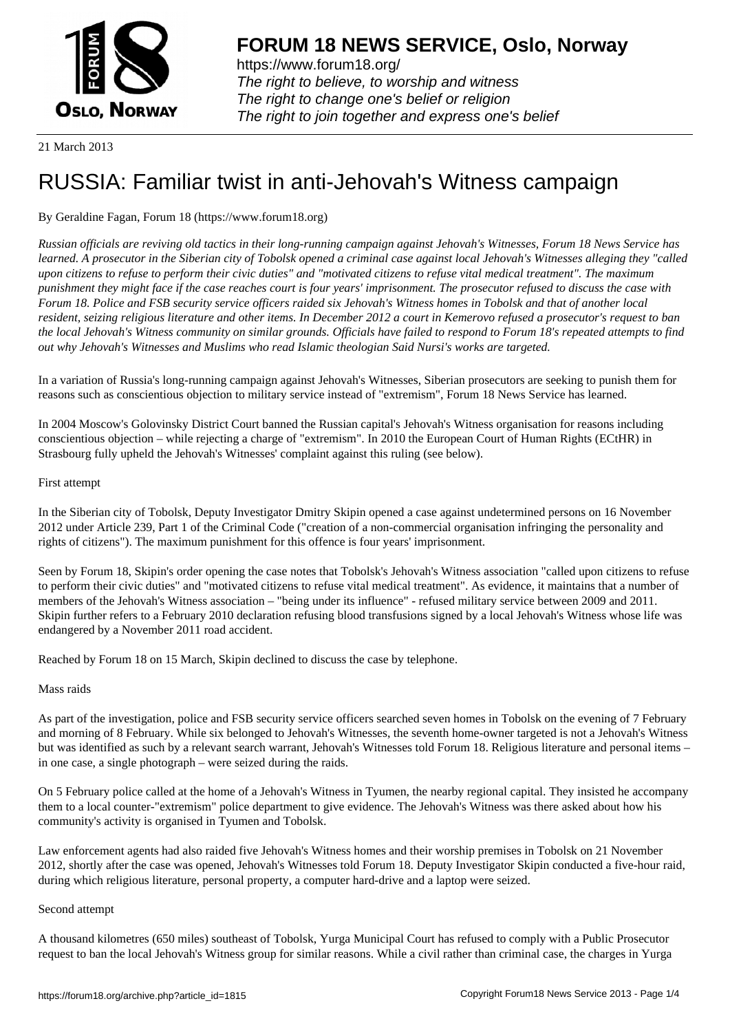# FORUM 18 NEWS SERVICE, Oslo, Norway

https://www.forum18.org/
*The right to believe, to worship and witness*
*The right to change one's belief or religion*
*The right to join together and express one's belief*

21 March 2013

# RUSSIA: Familiar twist in anti-Jehovah's Witness campaign

By Geraldine Fagan, Forum 18 (https://www.forum18.org)

*Russian officials are reviving old tactics in their long-running campaign against Jehovah's Witnesses, Forum 18 News Service has learned. A prosecutor in the Siberian city of Tobolsk opened a criminal case against local Jehovah's Witnesses alleging they "called upon citizens to refuse to perform their civic duties" and "motivated citizens to refuse vital medical treatment". The maximum punishment they might face if the case reaches court is four years' imprisonment. The prosecutor refused to discuss the case with Forum 18. Police and FSB security service officers raided six Jehovah's Witness homes in Tobolsk and that of another local resident, seizing religious literature and other items. In December 2012 a court in Kemerovo refused a prosecutor's request to ban the local Jehovah's Witness community on similar grounds. Officials have failed to respond to Forum 18's repeated attempts to find out why Jehovah's Witnesses and Muslims who read Islamic theologian Said Nursi's works are targeted.*

In a variation of Russia's long-running campaign against Jehovah's Witnesses, Siberian prosecutors are seeking to punish them for reasons such as conscientious objection to military service instead of "extremism", Forum 18 News Service has learned.

In 2004 Moscow's Golovinsky District Court banned the Russian capital's Jehovah's Witness organisation for reasons including conscientious objection – while rejecting a charge of "extremism". In 2010 the European Court of Human Rights (ECtHR) in Strasbourg fully upheld the Jehovah's Witnesses' complaint against this ruling (see below).

First attempt

In the Siberian city of Tobolsk, Deputy Investigator Dmitry Skipin opened a case against undetermined persons on 16 November 2012 under Article 239, Part 1 of the Criminal Code ("creation of a non-commercial organisation infringing the personality and rights of citizens"). The maximum punishment for this offence is four years' imprisonment.

Seen by Forum 18, Skipin's order opening the case notes that Tobolsk's Jehovah's Witness association "called upon citizens to refuse to perform their civic duties" and "motivated citizens to refuse vital medical treatment". As evidence, it maintains that a number of members of the Jehovah's Witness association – "being under its influence" - refused military service between 2009 and 2011. Skipin further refers to a February 2010 declaration refusing blood transfusions signed by a local Jehovah's Witness whose life was endangered by a November 2011 road accident.

Reached by Forum 18 on 15 March, Skipin declined to discuss the case by telephone.

Mass raids

As part of the investigation, police and FSB security service officers searched seven homes in Tobolsk on the evening of 7 February and morning of 8 February. While six belonged to Jehovah's Witnesses, the seventh home-owner targeted is not a Jehovah's Witness but was identified as such by a relevant search warrant, Jehovah's Witnesses told Forum 18. Religious literature and personal items – in one case, a single photograph – were seized during the raids.

On 5 February police called at the home of a Jehovah's Witness in Tyumen, the nearby regional capital. They insisted he accompany them to a local counter-"extremism" police department to give evidence. The Jehovah's Witness was there asked about how his community's activity is organised in Tyumen and Tobolsk.

Law enforcement agents had also raided five Jehovah's Witness homes and their worship premises in Tobolsk on 21 November 2012, shortly after the case was opened, Jehovah's Witnesses told Forum 18. Deputy Investigator Skipin conducted a five-hour raid, during which religious literature, personal property, a computer hard-drive and a laptop were seized.

Second attempt

A thousand kilometres (650 miles) southeast of Tobolsk, Yurga Municipal Court has refused to comply with a Public Prosecutor request to ban the local Jehovah's Witness group for similar reasons. While a civil rather than criminal case, the charges in Yurga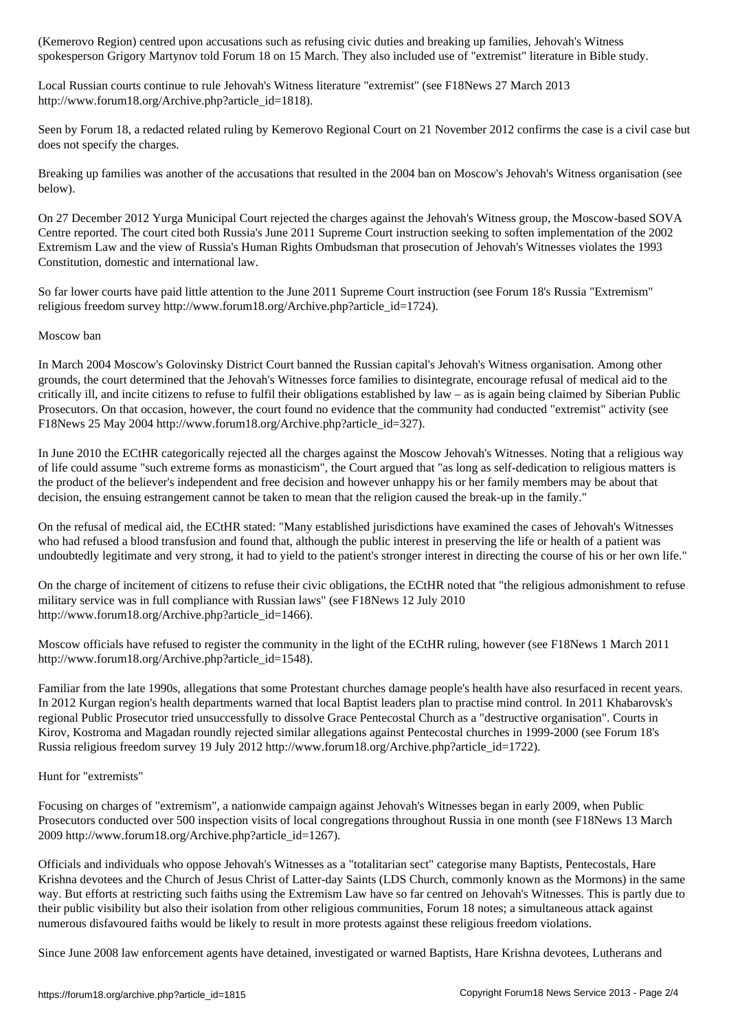(Kemerovo Region) centred upon accusations such as refusing civic duties and breaking up families, Jehovah's Witness spokesperson Grigory Martynov told Forum 18 on 15 March. They also included use of "extremist" literature in Bible study.

Local Russian courts continue to rule Jehovah's Witness literature "extremist" (see F18News 27 March 2013 http://www.forum18.org/Archive.php?article_id=1818).

Seen by Forum 18, a redacted related ruling by Kemerovo Regional Court on 21 November 2012 confirms the case is a civil case but does not specify the charges.

Breaking up families was another of the accusations that resulted in the 2004 ban on Moscow's Jehovah's Witness organisation (see below).

On 27 December 2012 Yurga Municipal Court rejected the charges against the Jehovah's Witness group, the Moscow-based SOVA Centre reported. The court cited both Russia's June 2011 Supreme Court instruction seeking to soften implementation of the 2002 Extremism Law and the view of Russia's Human Rights Ombudsman that prosecution of Jehovah's Witnesses violates the 1993 Constitution, domestic and international law.

So far lower courts have paid little attention to the June 2011 Supreme Court instruction (see Forum 18's Russia "Extremism" religious freedom survey http://www.forum18.org/Archive.php?article_id=1724).

## Moscow ban

In March 2004 Moscow's Golovinsky District Court banned the Russian capital's Jehovah's Witness organisation. Among other grounds, the court determined that the Jehovah's Witnesses force families to disintegrate, encourage refusal of medical aid to the critically ill, and incite citizens to refuse to fulfil their obligations established by law – as is again being claimed by Siberian Public Prosecutors. On that occasion, however, the court found no evidence that the community had conducted "extremist" activity (see F18News 25 May 2004 http://www.forum18.org/Archive.php?article_id=327).

In June 2010 the ECtHR categorically rejected all the charges against the Moscow Jehovah's Witnesses. Noting that a religious way of life could assume "such extreme forms as monasticism", the Court argued that "as long as self-dedication to religious matters is the product of the believer's independent and free decision and however unhappy his or her family members may be about that decision, the ensuing estrangement cannot be taken to mean that the religion caused the break-up in the family."

On the refusal of medical aid, the ECtHR stated: "Many established jurisdictions have examined the cases of Jehovah's Witnesses who had refused a blood transfusion and found that, although the public interest in preserving the life or health of a patient was undoubtedly legitimate and very strong, it had to yield to the patient's stronger interest in directing the course of his or her own life."

On the charge of incitement of citizens to refuse their civic obligations, the ECtHR noted that "the religious admonishment to refuse military service was in full compliance with Russian laws" (see F18News 12 July 2010 http://www.forum18.org/Archive.php?article_id=1466).

Moscow officials have refused to register the community in the light of the ECtHR ruling, however (see F18News 1 March 2011 http://www.forum18.org/Archive.php?article_id=1548).

Familiar from the late 1990s, allegations that some Protestant churches damage people's health have also resurfaced in recent years. In 2012 Kurgan region's health departments warned that local Baptist leaders plan to practise mind control. In 2011 Khabarovsk's regional Public Prosecutor tried unsuccessfully to dissolve Grace Pentecostal Church as a "destructive organisation". Courts in Kirov, Kostroma and Magadan roundly rejected similar allegations against Pentecostal churches in 1999-2000 (see Forum 18's Russia religious freedom survey 19 July 2012 http://www.forum18.org/Archive.php?article_id=1722).

## Hunt for "extremists"

Focusing on charges of "extremism", a nationwide campaign against Jehovah's Witnesses began in early 2009, when Public Prosecutors conducted over 500 inspection visits of local congregations throughout Russia in one month (see F18News 13 March 2009 http://www.forum18.org/Archive.php?article_id=1267).

Officials and individuals who oppose Jehovah's Witnesses as a "totalitarian sect" categorise many Baptists, Pentecostals, Hare Krishna devotees and the Church of Jesus Christ of Latter-day Saints (LDS Church, commonly known as the Mormons) in the same way. But efforts at restricting such faiths using the Extremism Law have so far centred on Jehovah's Witnesses. This is partly due to their public visibility but also their isolation from other religious communities, Forum 18 notes; a simultaneous attack against numerous disfavoured faiths would be likely to result in more protests against these religious freedom violations.

Since June 2008 law enforcement agents have detained, investigated or warned Baptists, Hare Krishna devotees, Lutherans and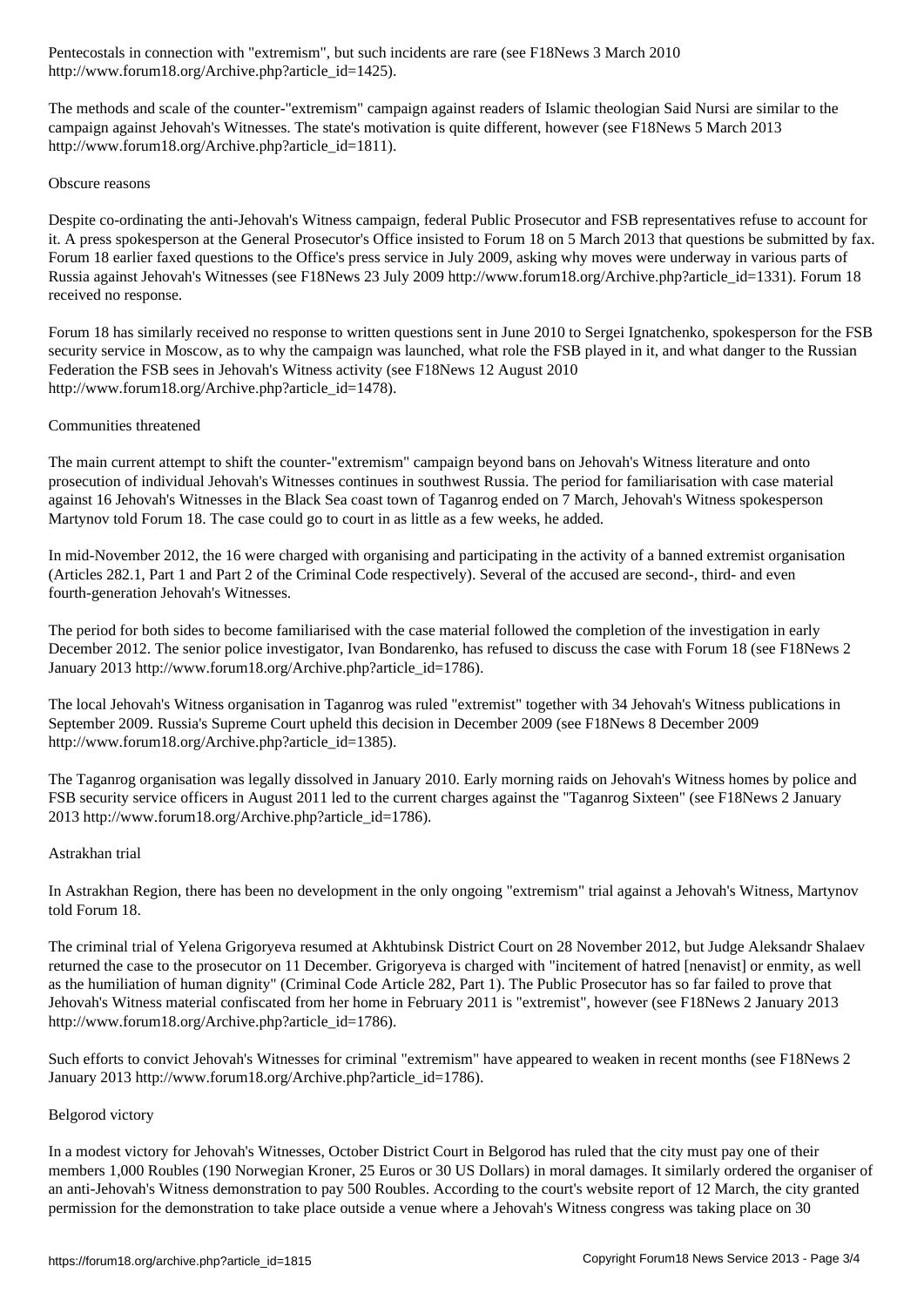Pentecostals in connection with "extremism", but such incidents are rare (see F18News 3 March 2010 http://www.forum18.org/Archive.php?article_id=1425).

The methods and scale of the counter-"extremism" campaign against readers of Islamic theologian Said Nursi are similar to the campaign against Jehovah's Witnesses. The state's motivation is quite different, however (see F18News 5 March 2013 http://www.forum18.org/Archive.php?article_id=1811).

## Obscure reasons

Despite co-ordinating the anti-Jehovah's Witness campaign, federal Public Prosecutor and FSB representatives refuse to account for it. A press spokesperson at the General Prosecutor's Office insisted to Forum 18 on 5 March 2013 that questions be submitted by fax. Forum 18 earlier faxed questions to the Office's press service in July 2009, asking why moves were underway in various parts of Russia against Jehovah's Witnesses (see F18News 23 July 2009 http://www.forum18.org/Archive.php?article_id=1331). Forum 18 received no response.

Forum 18 has similarly received no response to written questions sent in June 2010 to Sergei Ignatchenko, spokesperson for the FSB security service in Moscow, as to why the campaign was launched, what role the FSB played in it, and what danger to the Russian Federation the FSB sees in Jehovah's Witness activity (see F18News 12 August 2010 http://www.forum18.org/Archive.php?article_id=1478).

## Communities threatened

The main current attempt to shift the counter-"extremism" campaign beyond bans on Jehovah's Witness literature and onto prosecution of individual Jehovah's Witnesses continues in southwest Russia. The period for familiarisation with case material against 16 Jehovah's Witnesses in the Black Sea coast town of Taganrog ended on 7 March, Jehovah's Witness spokesperson Martynov told Forum 18. The case could go to court in as little as a few weeks, he added.

In mid-November 2012, the 16 were charged with organising and participating in the activity of a banned extremist organisation (Articles 282.1, Part 1 and Part 2 of the Criminal Code respectively). Several of the accused are second-, third- and even fourth-generation Jehovah's Witnesses.

The period for both sides to become familiarised with the case material followed the completion of the investigation in early December 2012. The senior police investigator, Ivan Bondarenko, has refused to discuss the case with Forum 18 (see F18News 2 January 2013 http://www.forum18.org/Archive.php?article_id=1786).

The local Jehovah's Witness organisation in Taganrog was ruled "extremist" together with 34 Jehovah's Witness publications in September 2009. Russia's Supreme Court upheld this decision in December 2009 (see F18News 8 December 2009 http://www.forum18.org/Archive.php?article_id=1385).

The Taganrog organisation was legally dissolved in January 2010. Early morning raids on Jehovah's Witness homes by police and FSB security service officers in August 2011 led to the current charges against the "Taganrog Sixteen" (see F18News 2 January 2013 http://www.forum18.org/Archive.php?article_id=1786).

## Astrakhan trial

In Astrakhan Region, there has been no development in the only ongoing "extremism" trial against a Jehovah's Witness, Martynov told Forum 18.

The criminal trial of Yelena Grigoryeva resumed at Akhtubinsk District Court on 28 November 2012, but Judge Aleksandr Shalaev returned the case to the prosecutor on 11 December. Grigoryeva is charged with "incitement of hatred [nenavist] or enmity, as well as the humiliation of human dignity" (Criminal Code Article 282, Part 1). The Public Prosecutor has so far failed to prove that Jehovah's Witness material confiscated from her home in February 2011 is "extremist", however (see F18News 2 January 2013 http://www.forum18.org/Archive.php?article_id=1786).

Such efforts to convict Jehovah's Witnesses for criminal "extremism" have appeared to weaken in recent months (see F18News 2 January 2013 http://www.forum18.org/Archive.php?article_id=1786).

## Belgorod victory

In a modest victory for Jehovah's Witnesses, October District Court in Belgorod has ruled that the city must pay one of their members 1,000 Roubles (190 Norwegian Kroner, 25 Euros or 30 US Dollars) in moral damages. It similarly ordered the organiser of an anti-Jehovah's Witness demonstration to pay 500 Roubles. According to the court's website report of 12 March, the city granted permission for the demonstration to take place outside a venue where a Jehovah's Witness congress was taking place on 30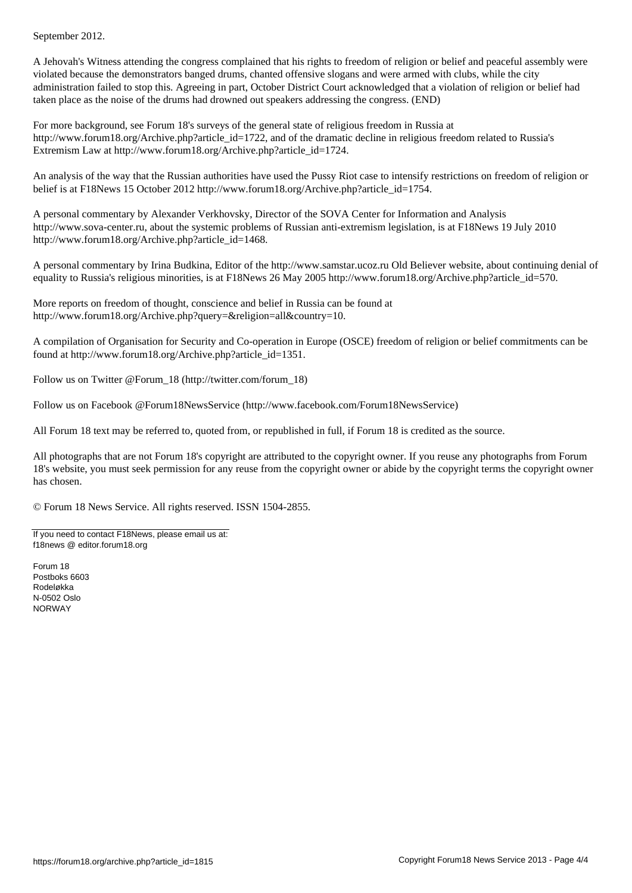September 2012.

A Jehovah's Witness attending the congress complained that his rights to freedom of religion or belief and peaceful assembly were violated because the demonstrators banged drums, chanted offensive slogans and were armed with clubs, while the city administration failed to stop this. Agreeing in part, October District Court acknowledged that a violation of religion or belief had taken place as the noise of the drums had drowned out speakers addressing the congress. (END)

For more background, see Forum 18's surveys of the general state of religious freedom in Russia at http://www.forum18.org/Archive.php?article_id=1722, and of the dramatic decline in religious freedom related to Russia's Extremism Law at http://www.forum18.org/Archive.php?article_id=1724.

An analysis of the way that the Russian authorities have used the Pussy Riot case to intensify restrictions on freedom of religion or belief is at F18News 15 October 2012 http://www.forum18.org/Archive.php?article_id=1754.

A personal commentary by Alexander Verkhovsky, Director of the SOVA Center for Information and Analysis http://www.sova-center.ru, about the systemic problems of Russian anti-extremism legislation, is at F18News 19 July 2010 http://www.forum18.org/Archive.php?article_id=1468.

A personal commentary by Irina Budkina, Editor of the http://www.samstar.ucoz.ru Old Believer website, about continuing denial of equality to Russia's religious minorities, is at F18News 26 May 2005 http://www.forum18.org/Archive.php?article_id=570.

More reports on freedom of thought, conscience and belief in Russia can be found at http://www.forum18.org/Archive.php?query=&religion=all&country=10.

A compilation of Organisation for Security and Co-operation in Europe (OSCE) freedom of religion or belief commitments can be found at http://www.forum18.org/Archive.php?article_id=1351.

Follow us on Twitter @Forum_18 (http://twitter.com/forum_18)

Follow us on Facebook @Forum18NewsService (http://www.facebook.com/Forum18NewsService)

All Forum 18 text may be referred to, quoted from, or republished in full, if Forum 18 is credited as the source.

All photographs that are not Forum 18's copyright are attributed to the copyright owner. If you reuse any photographs from Forum 18's website, you must seek permission for any reuse from the copyright owner or abide by the copyright terms the copyright owner has chosen.

© Forum 18 News Service. All rights reserved. ISSN 1504-2855.

If you need to contact F18News, please email us at:
f18news @ editor.forum18.org

Forum 18
Postboks 6603
Rodeløkka
N-0502 Oslo
NORWAY